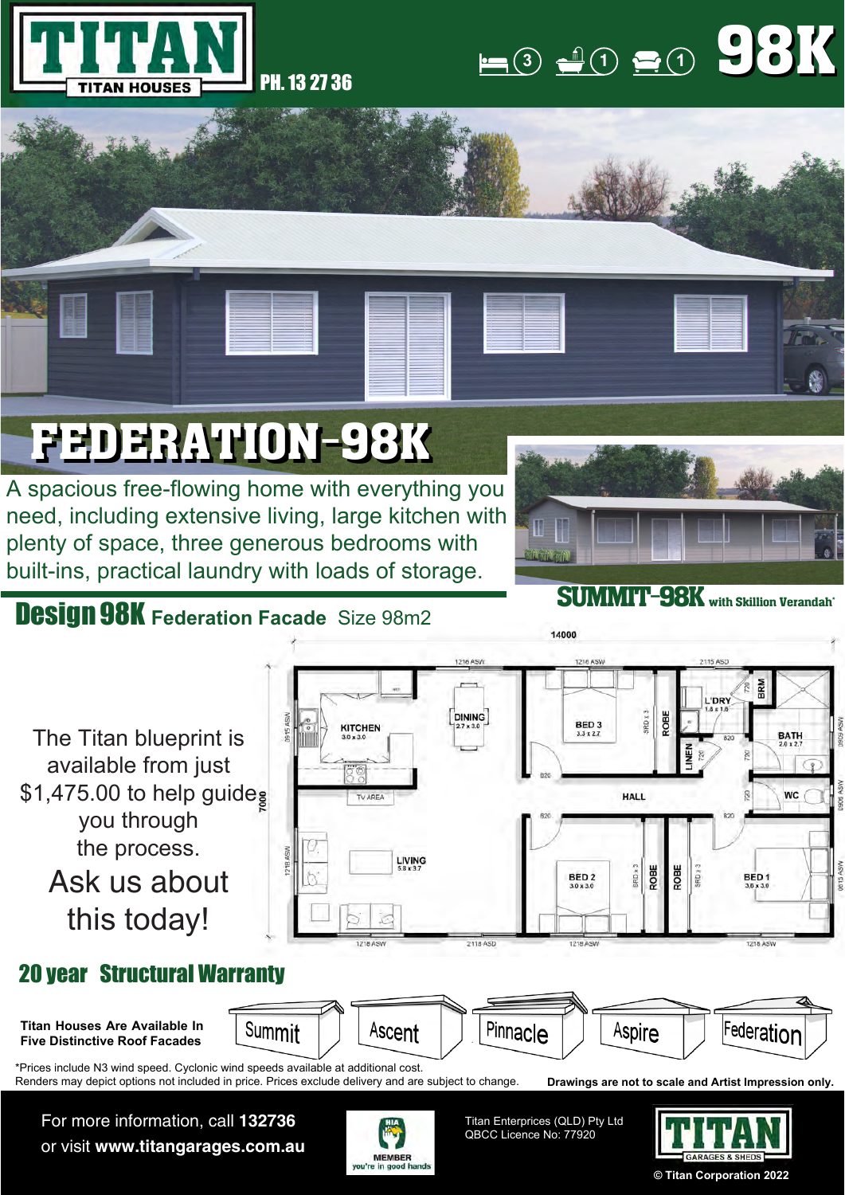# TITAN

TITAN HOUSES

PH. 13 27 36

3 1 1 **98K**

# FEDERATION-98K

A spacious free-flowing home with everything you need, including extensive living, large kitchen with plenty of space, three generous bedrooms with built-ins, practical laundry with loads of storage.

**SUMMIT-98K** with Skillion Verandah*

## Design 98K **Federation Facade** Size 98m2

The Titan blueprint is available from just $1,475.00 to help guide you through the process.

Ask us about this today!

14000

7000

KITCHEN 3.0 x 3.0

DINING 2.7 x 3.0

BED 3 3.3 x 2.7

ROBE

LINEN

L'DRY 1.8 x 1.8

BRM

BATH 2.0 x 2.7

TV AREA

HALL

WC

LIVING 5.8 x 3.7

BED 2 3.0 x 3.0

ROBE

ROBE

BED 1 3.6 x 3.0

## 20 year Structural Warranty

**Titan Houses Are Available In Five Distinctive Roof Facades**

Summit | Ascent | Pinnacle | Aspire | Federation

*Prices include N3 wind speed. Cyclonic wind speeds available at additional cost.
Renders may depict options not included in price. Prices exclude delivery and are subject to change.

**Drawings are not to scale and Artist Impression only.**

For more information, call **132736**
or visit **www.titangarages.com.au**

HIA MEMBER you're in good hands

Titan Enterprices (QLD) Pty Ltd
QBCC Licence No: 77920

TITAN GARAGES & SHEDS

© Titan Corporation 2022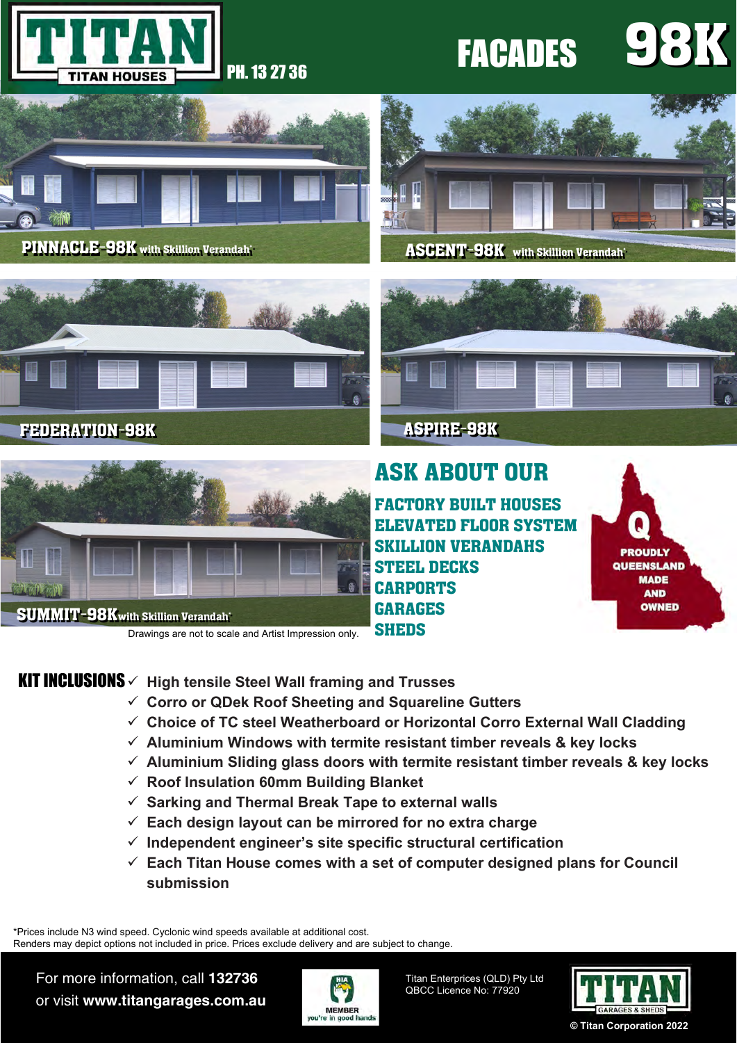TITAN
TITAN HOUSES

PH. 13 27 36

# FACADES 98K

PINNACLE-98K with Skillion Verandah*

ASCENT-98K with Skillion Verandah*

FEDERATION-98K

ASPIRE-98K

SUMMIT-98K with Skillion Verandah*

Drawings are not to scale and Artist Impression only.

## ASK ABOUT OUR

FACTORY BUILT HOUSES
ELEVATED FLOOR SYSTEM
SKILLION VERANDAHS
STEEL DECKS
CARPORTS
GARAGES
SHEDS

Q PROUDLY QUEENSLAND MADE AND OWNED

## KIT INCLUSIONS

- ✓ High tensile Steel Wall framing and Trusses
- ✓ Corro or QDek Roof Sheeting and Squareline Gutters
- ✓ Choice of TC steel Weatherboard or Horizontal Corro External Wall Cladding
- ✓ Aluminium Windows with termite resistant timber reveals & key locks
- ✓ Aluminium Sliding glass doors with termite resistant timber reveals & key locks
- ✓ Roof Insulation 60mm Building Blanket
- ✓ Sarking and Thermal Break Tape to external walls
- ✓ Each design layout can be mirrored for no extra charge
- ✓ Independent engineer's site specific structural certification
- ✓ Each Titan House comes with a set of computer designed plans for Council submission

*Prices include N3 wind speed. Cyclonic wind speeds available at additional cost.
Renders may depict options not included in price. Prices exclude delivery and are subject to change.

For more information, call **132736**
or visit **www.titangarages.com.au**

HIA MEMBER you're in good hands

Titan Enterprices (QLD) Pty Ltd
QBCC Licence No: 77920

TITAN GARAGES & SHEDS

© Titan Corporation 2022